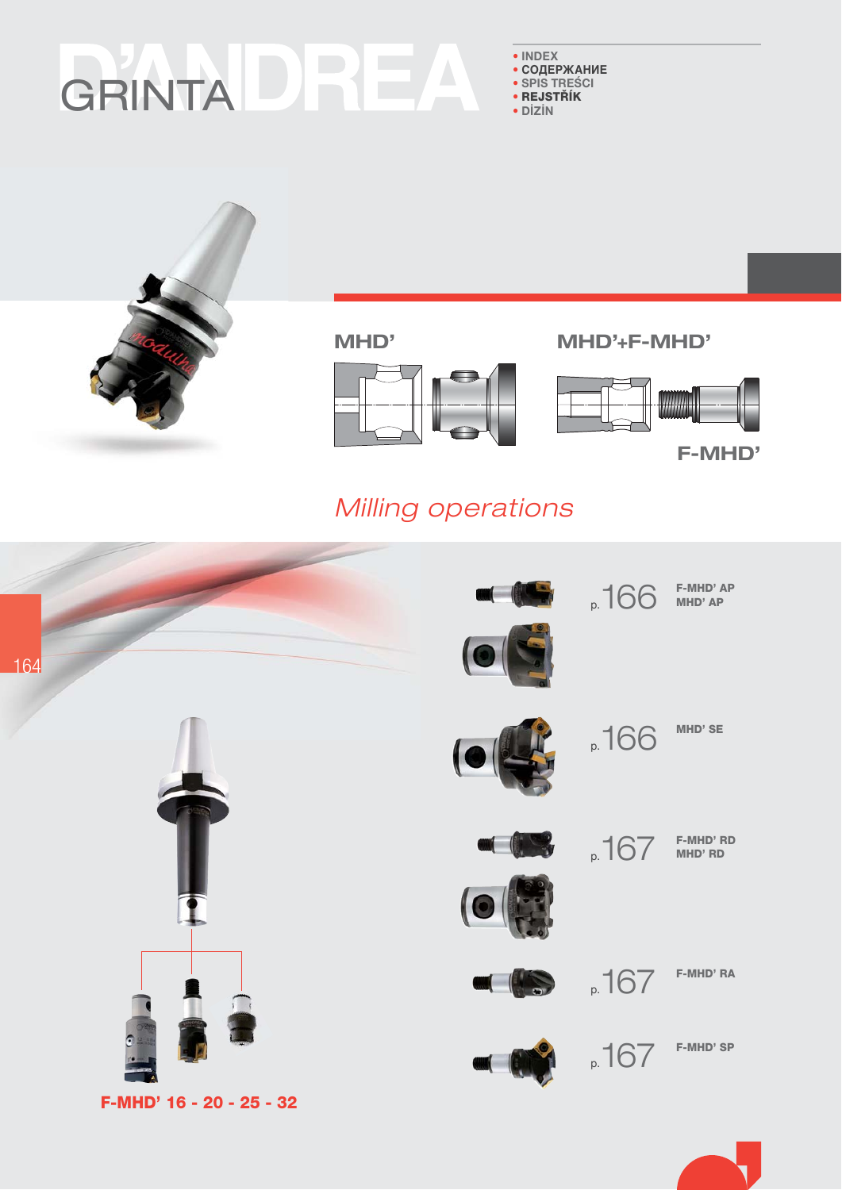# D'ANDREA GRINTA

- INDEX
- СОДЕРЖАНИЕ
- SPIS TREŚCI
- REJSTŘÍK
- DİZİN

**MHD'**

**MHD'+F-MHD'**

**F-MHD'**

*Milling operations*

| Page | Product |
|---|---|
| p. 166 | F-MHD' AP<br>MHD' AP |
| p. 166 | MHD' SE |
| p. 167 | F-MHD' RD<br>MHD' RD |
| p. 167 | F-MHD' RA |
| p. 167 | F-MHD' SP |

**F-MHD' 16 - 20 - 25 - 32**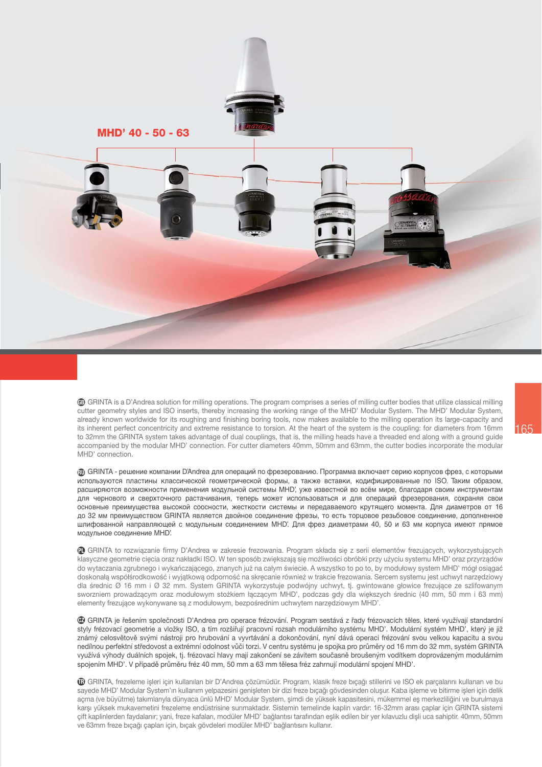## MHD' 40 - 50 - 63

🇬🇧 GRINTA is a D'Andrea solution for milling operations. The program comprises a series of milling cutter bodies that utilize classical milling cutter geometry styles and ISO inserts, thereby increasing the working range of the MHD' Modular System. The MHD' Modular System, already known worldwide for its roughing and finishing boring tools, now makes available to the milling operation its large-capacity and its inherent perfect concentricity and extreme resistance to torsion. At the heart of the system is the coupling: for diameters from 16mm to 32mm the GRINTA system takes advantage of dual couplings, that is, the milling heads have a threaded end along with a ground guide accompanied by the modular MHD' connection. For cutter diameters 40mm, 50mm and 63mm, the cutter bodies incorporate the modular MHD' connection.

RU GRINTA - решение компании D'Andrea для операций по фрезерованию. Программа включает серию корпусов фрез, с которыми используются пластины классической геометрической формы, а также вставки, кодифицированные по ISO. Таким образом, расширяются возможности применения модульной системы MHD', уже известной во всём мире, благодаря своим инструментам для чернового и сверхточного растачивания, теперь может использоваться и для операций фрезерования, сохраняя свои основные преимущества высокой соосности, жесткости системы и передаваемого крутящего момента. Для диаметров от 16 до 32 мм преимуществом GRINTA является двойное соединение фрезы, то есть торцовое резьбовое соединение, дополненное шлифованной направляющей с модульным соединением MHD'. Для фрез диаметрами 40, 50 и 63 мм корпуса имеют прямое модульное соединение MHD'.

PL GRINTA to rozwiązanie firmy D'Andrea w zakresie frezowania. Program składa się z serii elementów frezujących, wykorzystujących klasyczne geometrie cięcia oraz nakładki ISO. W ten sposób zwiększają się możliwości obróbki przy użyciu systemu MHD' oraz przyrządów do wytaczania zgrubnego i wykańczającego, znanych już na całym świecie. A wszystko to po to, by modułowy system MHD' mógł osiągać doskonałą współśrodkowość i wyjątkową odporność na skręcanie również w trakcie frezowania. Sercem systemu jest uchwyt narzędziowy dla średnic Ø 16 mm i Ø 32 mm. System GRINTA wykorzystuje podwójny uchwyt, tj. gwintowane głowice frezujące ze szlifowanym sworzniem prowadzącym oraz modułowym stożkiem łączącym MHD', podczas gdy dla większych średnic (40 mm, 50 mm i 63 mm) elementy frezujące wykonywane są z modułowym, bezpośrednim uchwytem narzędziowym MHD'.

CZ GRINTA je řešením společnosti D'Andrea pro operace frézování. Program sestává z řady frézovacích těles, které využívají standardní styly frézovací geometrie a vložky ISO, a tím rozšiřují pracovní rozsah modulárního systému MHD'. Modulární systém MHD', který je již známý celosvětově svými nástroji pro hrubování a vyvrtávání a dokončování, nyní dává operaci frézování svou velkou kapacitu a svou nedílnou perfektní středovost a extrémní odolnost vůči torzi. V centru systému je spojka pro průměry od 16 mm do 32 mm, systém GRINTA využívá výhody duálních spojek, tj. frézovací hlavy mají zakončení se závitem současně broušeným vodítkem doprovázeným modulárním spojením MHD'. V případě průměru fréz 40 mm, 50 mm a 63 mm tělesa fréz zahrnují modulární spojení MHD'.

TR GRINTA, frezeleme işleri için kullanılan bir D'Andrea çözümüdür. Program, klasik freze bıçağı stillerini ve ISO ek parçalarını kullanan ve bu sayede MHD' Modular System'ın kullanım yelpazesini genişleten bir dizi freze bıçağı gövdesinden oluşur. Kaba işleme ve bitirme işleri için delik açma (ve büyütme) takımlarıyla dünyaca ünlü MHD' Modular System, şimdi de yüksek kapasitesini, mükemmel eş merkezliliğini ve burulmaya karşı yüksek mukavemetini frezeleme endüstrisine sunmaktadır. Sistemin temelinde kaplin vardır: 16-32mm arası çaplar için GRINTA sistemi çift kaplinlerden faydalanır; yani, freze kafaları, modüler MHD' bağlantısı tarafından eşlik edilen bir yer kılavuzlu dişli uca sahiptir. 40mm, 50mm ve 63mm freze bıçağı çapları için, bıçak gövdeleri modüler MHD' bağlantısını kullanır.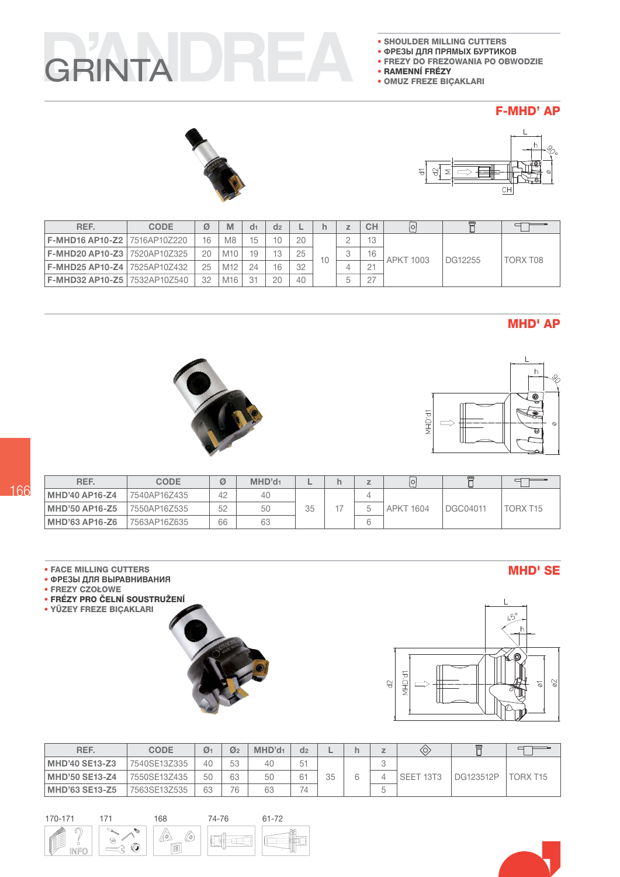GRINTA D'ANDREA

- SHOULDER MILLING CUTTERS
- ФРЕЗЫ ДЛЯ ПРЯМЫХ БУРТИКОВ
- FREZY DO FREZOWANIA PO OBWODZIE
- RAMENNÍ FRÉZY
- OMUZ FREZE BIÇAKLARI

## F-MHD' AP

| REF. | CODE | Ø | M | $d_1$ | $d_2$ | L | h | z | CH | | | |
|---|---|---|---|---|---|---|---|---|---|---|---|---|
| F-MHD16 AP10-Z2 | 7516AP10Z220 | 16 | M8 | 15 | 10 | 20 | 10 | 2 | 13 | APKT 1003 | DG12255 | TORX T08 |
| F-MHD20 AP10-Z3 | 7520AP10Z325 | 20 | M10 | 19 | 13 | 25 | | 3 | 16 | | | |
| F-MHD25 AP10-Z4 | 7525AP10Z432 | 25 | M12 | 24 | 16 | 32 | | 4 | 21 | | | |
| F-MHD32 AP10-Z5 | 7532AP10Z540 | 32 | M16 | 31 | 20 | 40 | | 5 | 27 | | | |

## MHD' AP

| REF. | CODE | Ø | MHD'$d_1$ | L | h | z | | | |
|---|---|---|---|---|---|---|---|---|---|
| MHD'40 AP16-Z4 | 7540AP16Z435 | 42 | 40 | 35 | 17 | 4 | APKT 1604 | DGC04011 | TORX T15 |
| MHD'50 AP16-Z5 | 7550AP16Z535 | 52 | 50 | | | 5 | | | |
| MHD'63 AP16-Z6 | 7563AP16Z635 | 66 | 63 | | | 6 | | | |

- FACE MILLING CUTTERS
- ФРЕЗЫ ДЛЯ ВЫРАВНИВАНИЯ
- FREZY CZOŁOWE
- FRÉZY PRO ČELNÍ SOUSTRUŽENÍ
- YÜZEY FREZE BIÇAKLARI

## MHD' SE

| REF. | CODE | $Ø_1$ | $Ø_2$ | MHD'$d_1$ | $d_2$ | L | h | z | | | |
|---|---|---|---|---|---|---|---|---|---|---|---|
| MHD'40 SE13-Z3 | 7540SE13Z335 | 40 | 53 | 40 | 51 | 35 | 6 | 3 | SEET 13T3 | DG123512P | TORX T15 |
| MHD'50 SE13-Z4 | 7550SE13Z435 | 50 | 63 | 50 | 61 | | | 4 | | | |
| MHD'63 SE13-Z5 | 7563SE13Z535 | 63 | 76 | 63 | 74 | | | 5 | | | |

170-171 | 171 | 168 | 74-76 | 61-72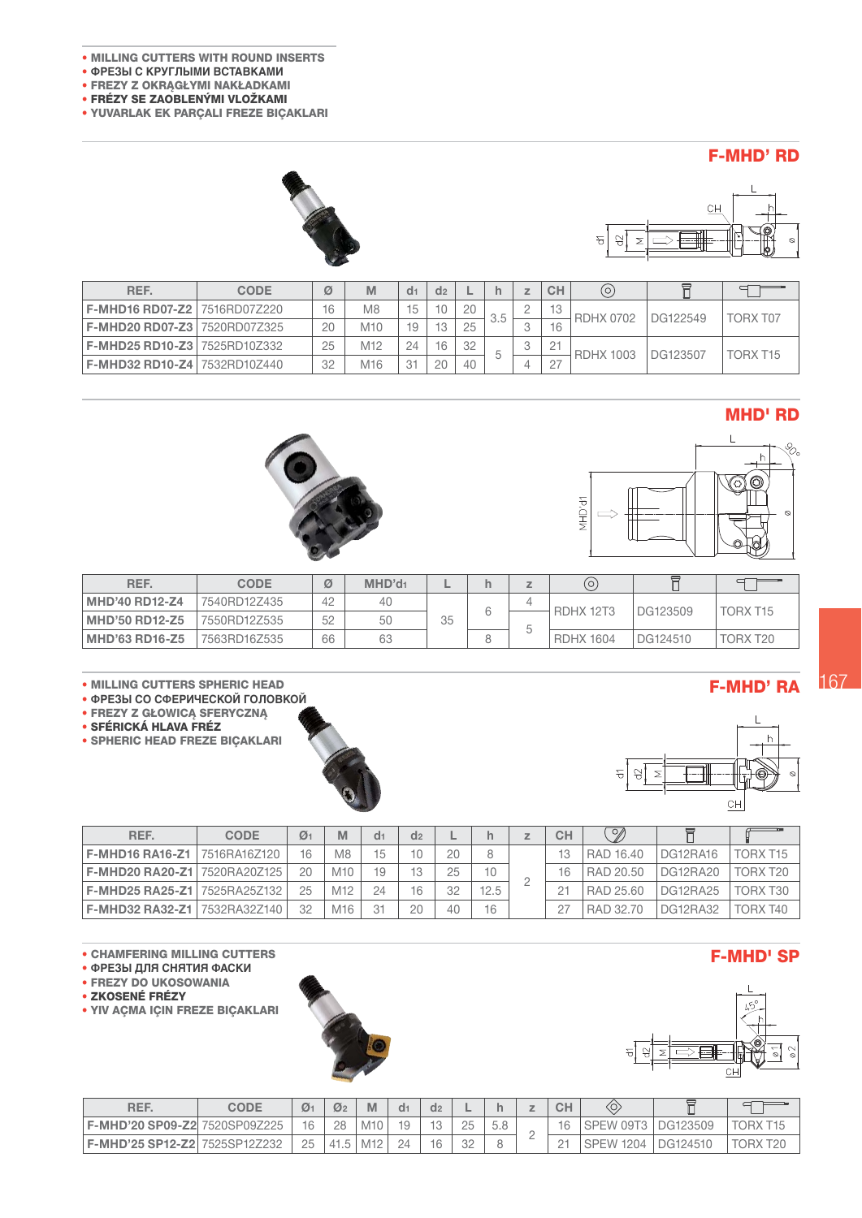- MILLING CUTTERS WITH ROUND INSERTS
- ФРЕЗЫ С КРУГЛЫМИ ВСТАВКАМИ
- FREZY Z OKRĄGŁYMI NAKŁADKAMI
- **FRÉZY SE ZAOBLENÝMI VLOŽKAMI**
- YUVARLAK EK PARÇALI FREZE BIÇAKLARI

## F-MHD' RD

| REF. | CODE | Ø | M | $d_1$ | $d_2$ | L | h | z | CH | ◎ | | |
|---|---|---|---|---|---|---|---|---|---|---|---|---|
| F-MHD16 RD07-Z2 | 7516RD07Z220 | 16 | M8 | 15 | 10 | 20 | 3.5 | 2 | 13 | RDHX 0702 | DG122549 | TORX T07 |
| F-MHD20 RD07-Z3 | 7520RD07Z325 | 20 | M10 | 19 | 13 | 25 | | 3 | 16 | | | |
| F-MHD25 RD10-Z3 | 7525RD10Z332 | 25 | M12 | 24 | 16 | 32 | 5 | 3 | 21 | RDHX 1003 | DG123507 | TORX T15 |
| F-MHD32 RD10-Z4 | 7532RD10Z440 | 32 | M16 | 31 | 20 | 40 | | 4 | 27 | | | |

## MHD' RD

| REF. | CODE | Ø | MHD'$d_1$ | L | h | z | ◎ | | |
|---|---|---|---|---|---|---|---|---|---|
| MHD'40 RD12-Z4 | 7540RD12Z435 | 42 | 40 | 35 | 6 | 4 | RDHX 12T3 | DG123509 | TORX T15 |
| MHD'50 RD12-Z5 | 7550RD12Z535 | 52 | 50 | | | 5 | | | |
| MHD'63 RD16-Z5 | 7563RD16Z535 | 66 | 63 | | 8 | | RDHX 1604 | DG124510 | TORX T20 |

- MILLING CUTTERS SPHERIC HEAD
- ФРЕЗЫ СО СФЕРИЧЕСКОЙ ГОЛОВКОЙ
- FREZY Z GŁOWICĄ SFERYCZNĄ
- **SFÉRICKÁ HLAVA FRÉZ**
- SPHERIC HEAD FREZE BIÇAKLARI

## F-MHD' RA

| REF. | CODE | $Ø_1$ | M | $d_1$ | $d_2$ | L | h | z | CH | | | |
|---|---|---|---|---|---|---|---|---|---|---|---|---|
| F-MHD16 RA16-Z1 | 7516RA16Z120 | 16 | M8 | 15 | 10 | 20 | 8 | 2 | 13 | RAD 16.40 | DG12RA16 | TORX T15 |
| F-MHD20 RA20-Z1 | 7520RA20Z125 | 20 | M10 | 19 | 13 | 25 | 10 | | 16 | RAD 20.50 | DG12RA20 | TORX T20 |
| F-MHD25 RA25-Z1 | 7525RA25Z132 | 25 | M12 | 24 | 16 | 32 | 12.5 | | 21 | RAD 25.60 | DG12RA25 | TORX T30 |
| F-MHD32 RA32-Z1 | 7532RA32Z140 | 32 | M16 | 31 | 20 | 40 | 16 | | 27 | RAD 32.70 | DG12RA32 | TORX T40 |

- CHAMFERING MILLING CUTTERS
- ФРЕЗЫ ДЛЯ СНЯТИЯ ФАСКИ
- FREZY DO UKOSOWANIA
- **ZKOSENÉ FRÉZY**
- YIV AÇMA IÇIN FREZE BIÇAKLARI

## F-MHD' SP

| REF. | CODE | $Ø_1$ | $Ø_2$ | M | $d_1$ | $d_2$ | L | h | z | CH | | | |
|---|---|---|---|---|---|---|---|---|---|---|---|---|---|
| F-MHD'20 SP09-Z2 | 7520SP09Z225 | 16 | 28 | M10 | 19 | 13 | 25 | 5.8 | 2 | 16 | SPEW 09T3 | DG123509 | TORX T15 |
| F-MHD'25 SP12-Z2 | 7525SP12Z232 | 25 | 41.5 | M12 | 24 | 16 | 32 | 8 | | 21 | SPEW 1204 | DG124510 | TORX T20 |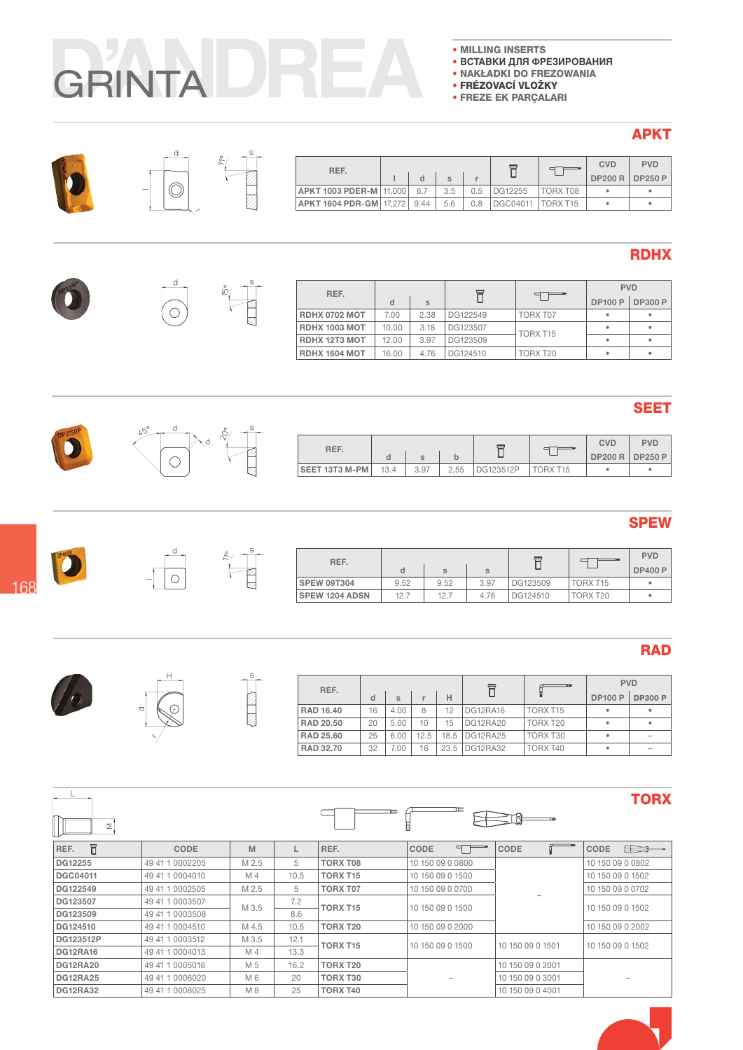# D'ANDREA GRINTA

- **MILLING INSERTS**
- **ВСТАВКИ ДЛЯ ФРЕЗИРОВАНИЯ**
- **NAKŁADKI DO FREZOWANIA**
- **FRÉZOVACÍ VLOŽKY**
- **FREZE EK PARÇALARI**

## APKT

| REF. | l | d | s | r | (screw) | (key) | CVD DP200 R | PVD DP250 P |
|---|---|---|---|---|---|---|---|---|
| APKT 1003 PDER-M | 11,000 | 6.7 | 3.5 | 0.5 | DG12255 | TORX T08 | • | • |
| APKT 1604 PDR-GM | 17,272 | 9.44 | 5.6 | 0.8 | DGC04011 | TORX T15 | • | • |

## RDHX

| REF. | d | s | (screw) | (key) | PVD DP100 P | PVD DP300 P |
|---|---|---|---|---|---|---|
| RDHX 0702 MOT | 7.00 | 2.38 | DG122549 | TORX T07 | • | • |
| RDHX 1003 MOT | 10.00 | 3.18 | DG123507 | TORX T15 | • | • |
| RDHX 12T3 MOT | 12.00 | 3.97 | DG123509 | TORX T15 | • | • |
| RDHX 1604 MOT | 16.00 | 4.76 | DG124510 | TORX T20 | • | • |

## SEET

| REF. | d | s | b | (screw) | (key) | CVD DP200 R | PVD DP250 P |
|---|---|---|---|---|---|---|---|
| SEET 13T3 M-PM | 13.4 | 3.97 | 2,55 | DG123512P | TORX T15 | • | • |

## SPEW

| REF. | d | s | s | (screw) | (key) | PVD DP400 P |
|---|---|---|---|---|---|---|
| SPEW 09T304 | 9.52 | 9.52 | 3.97 | DG123509 | TORX T15 | • |
| SPEW 1204 ADSN | 12.7 | 12.7 | 4.76 | DG124510 | TORX T20 | • |

## RAD

| REF. | d | s | r | H | (screw) | (key) | PVD DP100 P | PVD DP300 P |
|---|---|---|---|---|---|---|---|---|
| RAD 16.40 | 16 | 4.00 | 8 | 12 | DG12RA16 | TORX T15 | • | • |
| RAD 20.50 | 20 | 5.00 | 10 | 15 | DG12RA20 | TORX T20 | • | • |
| RAD 25.60 | 25 | 6.00 | 12.5 | 18.5 | DG12RA25 | TORX T30 | • | – |
| RAD 32.70 | 32 | 7.00 | 16 | 23.5 | DG12RA32 | TORX T40 | • | – |

## TORX

| REF. (screw) | CODE | M | L | REF. | CODE (key) | CODE (L-key) | CODE (screwdriver) |
|---|---|---|---|---|---|---|---|
| DG12255 | 49 41 1 0002205 | M 2.5 | 5 | TORX T08 | 10 150 09 0 0800 | – | 10 150 09 0 0802 |
| DGC04011 | 49 41 1 0004010 | M 4 | 10.5 | TORX T15 | 10 150 09 0 1500 | – | 10 150 09 0 1502 |
| DG122549 | 49 41 1 0002505 | M 2.5 | 5 | TORX T07 | 10 150 09 0 0700 | – | 10 150 09 0 0702 |
| DG123507 | 49 41 1 0003507 | M 3.5 | 7.2 | TORX T15 | 10 150 09 0 1500 | – | 10 150 09 0 1502 |
| DG123509 | 49 41 1 0003508 | M 3.5 | 8.6 | TORX T15 | 10 150 09 0 1500 | – | 10 150 09 0 1502 |
| DG124510 | 49 41 1 0004510 | M 4.5 | 10.5 | TORX T20 | 10 150 09 0 2000 | – | 10 150 09 0 2002 |
| DG123512P | 49 41 1 0003512 | M 3.5 | 12.1 | TORX T15 | 10 150 09 0 1500 | 10 150 09 0 1501 | 10 150 09 0 1502 |
| DG12RA16 | 49 41 1 0004013 | M 4 | 13.3 | TORX T15 | 10 150 09 0 1500 | 10 150 09 0 1501 | 10 150 09 0 1502 |
| DG12RA20 | 49 41 1 0005016 | M 5 | 16.2 | TORX T20 | – | 10 150 09 0 2001 | – |
| DG12RA25 | 49 41 1 0006020 | M 6 | 20 | TORX T30 | – | 10 150 09 0 3001 | – |
| DG12RA32 | 49 41 1 0008025 | M 8 | 25 | TORX T40 | – | 10 150 09 0 4001 | – |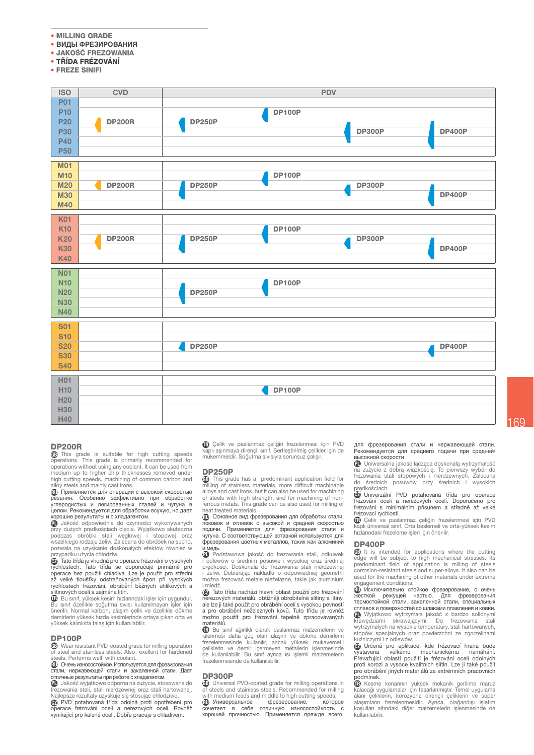- **MILLING GRADE**
- **ВИДЫ ФРЕЗИРОВАНИЯ**
- **JAKOŚĆ FREZOWANIA**
- **TŘÍDA FRÉZOVÁNÍ**
- **FREZE SINIFI**

| ISO | CVD | PDV | | | |
|---|---|---|---|---|---|
| P01 | | | | | |
| P10 | | | DP100P | | |
| P20 | DP200R | DP250P | | | |
| P30 | | | | DP300P | DP400P |
| P40 | | | | | |
| P50 | | | | | |
| M01 | | | | | |
| M10 | | | DP100P | | |
| M20 | DP200R | DP250P | | DP300P | |
| M30 | | | | | DP400P |
| M40 | | | | | |
| K01 | | | | | |
| K10 | | | DP100P | | |
| K20 | DP200R | DP250P | | DP300P | |
| K30 | | | | | DP400P |
| K40 | | | | | |
| N01 | | | | | |
| N10 | | | DP100P | | |
| N20 | | DP250P | | | |
| N30 | | | | | |
| N40 | | | | | |
| S01 | | | | | |
| S10 | | | | | |
| S20 | | DP250P | | | DP400P |
| S30 | | | | | |
| S40 | | | | | |
| H01 | | | | | |
| H10 | | | DP100P | | |
| H20 | | | | | |
| H30 | | | | | |
| H40 | | | | | |

## DP200R

**GB** This grade is suitable for high cutting speeds operations. This grade is primarily recommended for operations without using any coolant. It can be used from medium up to higher chip thicknesses removed under high cutting speeds, machining of common carbon and alloy steels and mainly cast irons.

**RU** Применяется для операций с высокой скоростью резания. Особенно эффективно при обработке углеродистых и легированных сталей и чугуна в целом. Рекомендуется для обработки всухую, но дает хорошие результаты и с хладагентом.

**PL** Jakość odpowiednia do czynności wykonywanych przy dużych prędkościach cięcia. Wyjątkowo skuteczna podczas obróbki stali węglowej i stopowej oraz wszelkiego rodzaju żeliw. Zalecana do obróbek na sucho, pozwala na uzyskanie doskonałych efektów również w przypadku użycia chłodziw.

**CZ** Tato třída je vhodná pro operace frézování o vysokých rychlostech. Tato třída se doporučuje primárně pro operace bez použití chladiva. Lze je použít pro střední až velké tloušťky odstraňovaných špon při vysokých rychlostech frézování, obrábění běžných uhlíkových a slitinových ocelí a zejména litin.

**TR** Bu sınıf, yüksek kesim hızlarındaki işler için uygundur. Bu sınıf özellikle soğutma sıvısı kullanılmayan işler için önerilir. Normal karbon, alaşım çelik ve özellikle dökme demirlerin yüksek hızda kesimlerinde ortaya çıkan orta ve yüksek kalınlıkta talaş için kullanılabilir.

## DP100P

**GB** Wear resistant PVD coated grade for milling operation of steel and stainless steels. Also excellent for hardened steels. Performs well with coolant.

**RU** Очень износостойкое. Используется для фрезерования стали, нержавеющей стали и закаленной стали. Дает отличные результаты при работе с хладагентом.

**PL** Jakość wyjątkowo odporna na zużycie, stosowana do frezowania stali, stali nierdzewnej oraz stali hartowanej. Najlepsze rezultaty uzyskuje się stosując chłodziwo.

**CZ** PVD potahovaná třída odolná proti opotřebení pro operace frézování oceli a nerezových ocelí. Rovněž vynikající pro kalené oceli. Dobře pracuje s chladivem.

**TR** Çelik ve paslanmaz çeliğin frezelenmesi için PVD kaplı aşınmaya dirençli sınıf. Sertleştirilmiş çelikler için de mükemmeldir. Soğutma sıvısıyla sorunsuz çalışır.

## DP250P

**GB** This grade has a predominant application field for milling of stainless materials, more difficult machinable alloys and cast irons, but it can also be used for machining of steels with high strength, and for machining of non-ferrous metals. This grade can be also used for milling of heat treated materials.

**RU** Основное вид фрезерования для обработки стали, поковок и отливок с высокой и средней скоростью подачи. Применяется для фрезерования стали и чугуна. С соответствующей вставкой используется для фрезерования цветных металлов, таких как алюминий и медь.

**PL** Podstawowa jakość do frezowania stali, odkuwek i odlewów o średnim posuwie i wysokiej oraz średniej prędkości. Doskonała do frezowania stali nierdzewnej i żeliw. Dobierając nakładki o odpowiedniej geometrii można frezować metale nieżelazne, takie jak aluminium i miedź.

**CZ** Tato třída nachází hlavní oblast použití pro frézování nerezových materiálů, obtížněji obrobitelné slitiny a litiny, ale lze ji také použít pro obrábění ocelí s vysokou pevností a pro obrábění neželezných kovů. Tuto třídu je rovněž možno použít pro frézování tepelně zpracovávaných materiálů.

**TR** Bu sınıf ağırlıklı olarak paslanmaz malzemelerin ve işlenmesi daha güç olan alaşım ve dökme demirlerin frezelenmesinde kullanılır, ancak yüksek mukavemetli çeliklerin ve demir içermeyen metallerin işlenmesinde de kullanılabilir. Bu sınıf ayrıca ısı işlemli malzemelerin frezelenmesinde de kullanılabilir.

## DP300P

**GB** Universal PVD-coated grade for milling operations in of steels and stainless steels. Recommended for milling with medium feeds and middle to high cutting speeds.

**RU** Универсальное фрезерование, которое сочетает в себе отличную износостойкость с хорошей прочностью. Применяется прежде всего, для фрезерования стали и нержавеющей стали. Рекомендуется для среднего подачи при средней/высокой скорости.

**PL** Uniwersalna jakość łącząca doskonałą wytrzymałość na zużycie z dobrą wiązkością. To pierwszy wybór do frezowania stali stopowych i nierdzewnych. Zalecana do średnich posuwów przy średnich i wysokich prędkościach.

**CZ** Univerzální PVD potahovaná třída pro operace frézování oceli a nerezových ocelí. Doporučeno pro frézování s minimálním přísunem a středně až velké frézovací rychlosti.

**TR** Çelik ve paslanmaz çeliğin frezelenmesi için PVD kaplı üniversal sınıf. Orta beslemeli ve orta-yüksek kesim hızlarındaki frezeleme işleri için önerilir.

## DP400P

**GB** It is intended for applications where the cutting edge will be subject to high mechanical stresses. Its predominant field of application is milling of steels corrosion-resistant steels and super-alloys. It also can be used for the machining of other materials under extreme engagement conditions.

**RU** Исключительно стойкое фрезерование, с очень жесткой режущей частью. Для фрезерования термостойкой стали, закаленной стали, специальных сплавов и поверхностей со шлаками плавления и ковки.

**PL** Wyjątkowo wytrzymała jakość z bardzo solidnymi krawędziami skrawającymi. Do frezowania stali wytrzymałych na wysokie temperatury, stali hartowanych, stopów specjalnych oraz powierzchni ze zgorzelinami kuźniczymi i z odlewów.

**CZ** Určená pro aplikace, kde frézovací hrana bude vystavena velkému mechanickému namáhání. Převažující oblastí použití je frézování ocelí odolných proti korozi a vysoce kvalitních slitin. Lze ji také použít pro obrábění jiných materiálů za extrémních pracovních podmínek.

**TR** Kesme kenarının yüksek mekanik gerilime maruz kalacağı uygulamalar için tasarlanmıştır. Temel uygulama alanı çeliklerin, korozyona dirençli çeliklerin ve süper alaşımların frezelenmesidir. Ayrıca, olağandışı işletim koşulları altındaki diğer malzemelerin işlenmesinde de kullanılabilir.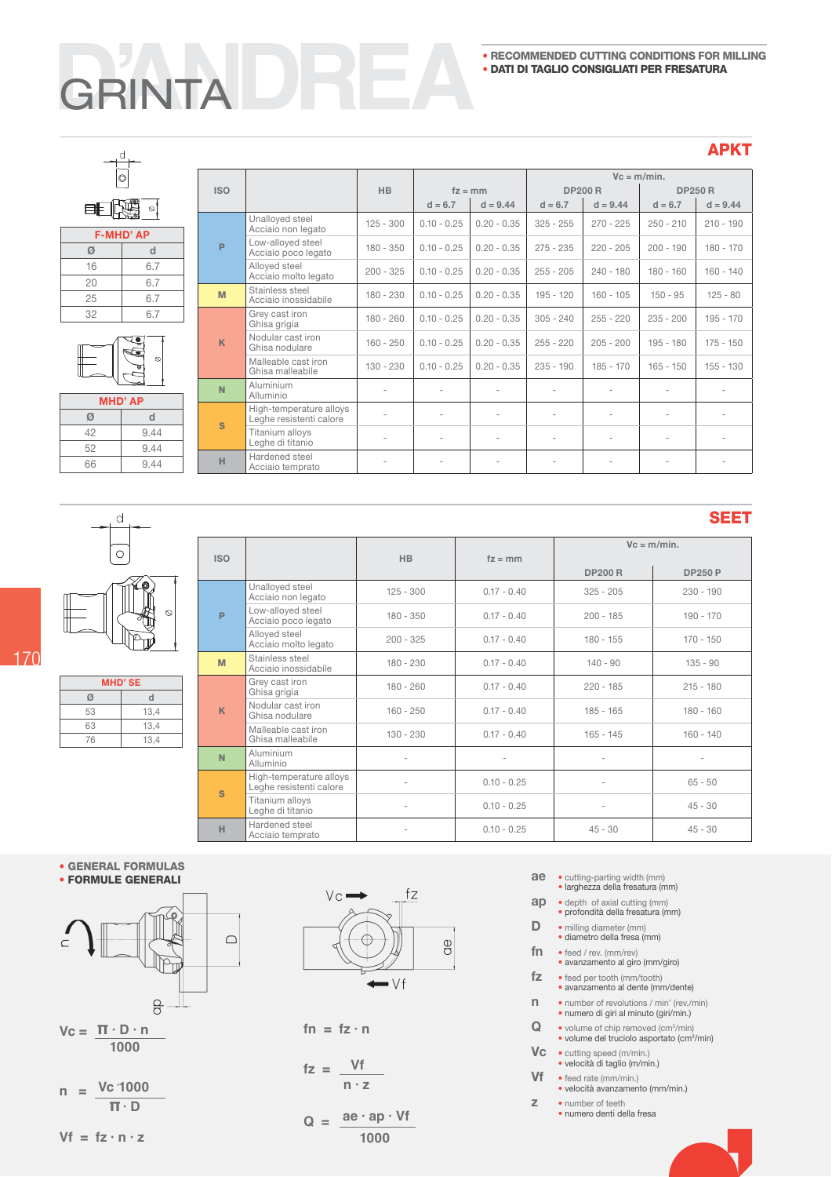# D'ANDREA GRINTA

- **RECOMMENDED CUTTING CONDITIONS FOR MILLING**
- **DATI DI TAGLIO CONSIGLIATI PER FRESATURA**

## APKT

| F-MHD' AP | |
|---|---|
| Ø | d |
| 16 | 6.7 |
| 20 | 6.7 |
| 25 | 6.7 |
| 32 | 6.7 |

| MHD' AP | |
|---|---|
| Ø | d |
| 42 | 9.44 |
| 52 | 9.44 |
| 66 | 9.44 |

| ISO | | HB | fz = mm | | Vc = m/min. DP200 R | | Vc = m/min. DP250 R | |
|---|---|---|---|---|---|---|---|---|
| | | | d = 6.7 | d = 9.44 | d = 6.7 | d = 9.44 | d = 6.7 | d = 9.44 |
| P | Unalloyed steel / Acciaio non legato | 125 - 300 | 0.10 - 0.25 | 0.20 - 0.35 | 325 - 255 | 270 - 225 | 250 - 210 | 210 - 190 |
| P | Low-alloyed steel / Acciaio poco legato | 180 - 350 | 0.10 - 0.25 | 0.20 - 0.35 | 275 - 235 | 220 - 205 | 200 - 190 | 180 - 170 |
| P | Alloyed steel / Acciaio molto legato | 200 - 325 | 0.10 - 0.25 | 0.20 - 0.35 | 255 - 205 | 240 - 180 | 180 - 160 | 160 - 140 |
| M | Stainless steel / Acciaio inossidabile | 180 - 230 | 0.10 - 0.25 | 0.20 - 0.35 | 195 - 120 | 160 - 105 | 150 - 95 | 125 - 80 |
| K | Grey cast iron / Ghisa grigia | 180 - 260 | 0.10 - 0.25 | 0.20 - 0.35 | 305 - 240 | 255 - 220 | 235 - 200 | 195 - 170 |
| K | Nodular cast iron / Ghisa nodulare | 160 - 250 | 0.10 - 0.25 | 0.20 - 0.35 | 255 - 225 | 205 - 200 | 195 - 180 | 175 - 150 |
| K | Malleable cast iron / Ghisa malleabile | 130 - 230 | 0.10 - 0.25 | 0.20 - 0.35 | 235 - 190 | 185 - 170 | 165 - 150 | 155 - 130 |
| N | Aluminium / Alluminio | - | - | - | - | - | - | - |
| S | High-temperature alloys / Leghe resistenti calore | - | - | - | - | - | - | - |
| S | Titanium alloys / Leghe di titanio | - | - | - | - | - | - | - |
| H | Hardened steel / Acciaio temprato | - | - | - | - | - | - | - |

## SEET

| MHD' SE | |
|---|---|
| Ø | d |
| 53 | 13,4 |
| 63 | 13,4 |
| 76 | 13,4 |

| ISO | | HB | fz = mm | Vc = m/min. DP200 R | Vc = m/min. DP250 P |
|---|---|---|---|---|---|
| P | Unalloyed steel / Acciaio non legato | 125 - 300 | 0.17 - 0.40 | 325 - 205 | 230 - 190 |
| P | Low-alloyed steel / Acciaio poco legato | 180 - 350 | 0.17 - 0.40 | 200 - 185 | 190 - 170 |
| P | Alloyed steel / Acciaio molto legato | 200 - 325 | 0.17 - 0.40 | 180 - 155 | 170 - 150 |
| M | Stainless steel / Acciaio inossidabile | 180 - 230 | 0.17 - 0.40 | 140 - 90 | 135 - 90 |
| K | Grey cast iron / Ghisa grigia | 180 - 260 | 0.17 - 0.40 | 220 - 185 | 215 - 180 |
| K | Nodular cast iron / Ghisa nodulare | 160 - 250 | 0.17 - 0.40 | 185 - 165 | 180 - 160 |
| K | Malleable cast iron / Ghisa malleabile | 130 - 230 | 0.17 - 0.40 | 165 - 145 | 160 - 140 |
| N | Aluminium / Alluminio | - | - | - | - |
| S | High-temperature alloys / Leghe resistenti calore | - | 0.10 - 0.25 | - | 65 - 50 |
| S | Titanium alloys / Leghe di titanio | - | 0.10 - 0.25 | - | 45 - 30 |
| H | Hardened steel / Acciaio temprato | - | 0.10 - 0.25 | 45 - 30 | 45 - 30 |

## GENERAL FORMULAS / FORMULE GENERALI

$$Vc = \frac{\pi \cdot D \cdot n}{1000}$$

$$n = \frac{Vc \cdot 1000}{\pi \cdot D}$$

$$Vf = fz \cdot n \cdot z$$

$$fn = fz \cdot n$$

$$fz = \frac{Vf}{n \cdot z}$$

$$Q = \frac{ae \cdot ap \cdot Vf}{1000}$$

- **ae** • cutting-parting width (mm) • larghezza della fresatura (mm)
- **ap** • depth of axial cutting (mm) • profondità della fresatura (mm)
- **D** • milling diameter (mm) • diametro della fresa (mm)
- **fn** • feed / rev. (mm/rev) • avanzamento al giro (mm/giro)
- **fz** • feed per tooth (mm/tooth) • avanzamento al dente (mm/dente)
- **n** • number of revolutions / min' (rev./min) • numero di giri al minuto (giri/min.)
- **Q** • volume of chip removed ($cm^3$/min) • volume del truciolo asportato ($cm^3$/min)
- **Vc** • cutting speed (m/min.) • velocità di taglio (m/min.)
- **Vf** • feed rate (mm/min.) • velocità avanzamento (mm/min.)
- **z** • number of teeth • numero denti della fresa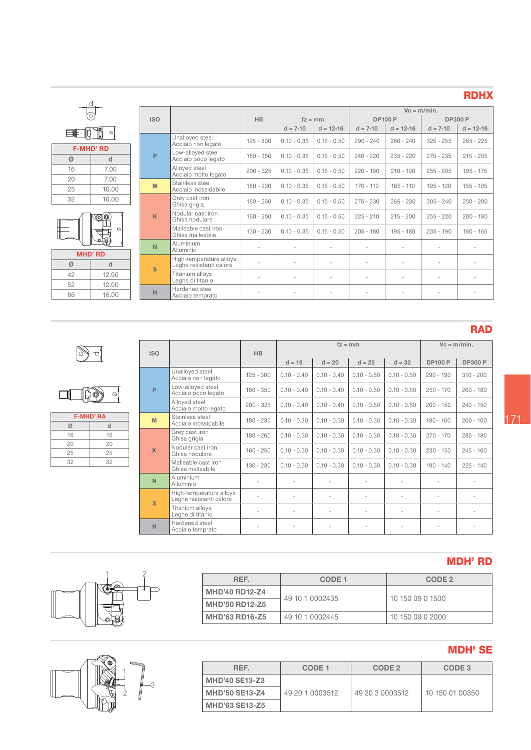## RDHX

| F-MHD' RD | |
|---|---|
| Ø | d |
| 16 | 7.00 |
| 20 | 7.00 |
| 25 | 10.00 |
| 32 | 10.00 |

| MHD' RD | |
|---|---|
| Ø | d |
| 42 | 12.00 |
| 52 | 12.00 |
| 66 | 16.00 |

| ISO | | HB | fz = mm | | Vc = m/min. | | | |
|---|---|---|---|---|---|---|---|---|
| | | | | | DP100 P | | DP300 P | |
| | | | d = 7-10 | d = 12-16 | d = 7-10 | d = 12-16 | d = 7-10 | d = 12-16 |
| P | Unalloyed steel<br>Acciaio non legato | 125 - 300 | 0.10 - 0.35 | 0.15 - 0.50 | 290 - 240 | 280 - 240 | 325 - 255 | 265 - 225 |
| P | Low-alloyed steel<br>Acciaio poco legato | 180 - 350 | 0.10 - 0.35 | 0.15 - 0.50 | 240 - 220 | 235 - 220 | 275 - 235 | 215 - 205 |
| P | Alloyed steel<br>Acciaio molto legato | 200 - 325 | 0.10 - 0.35 | 0.15 - 0.50 | 220 - 190 | 210 - 190 | 255 - 205 | 195 - 175 |
| M | Stainless steel<br>Acciaio inossidabile | 180 - 230 | 0.10 - 0.35 | 0.15 - 0.50 | 170 - 110 | 165 - 110 | 195 - 120 | 155 - 105 |
| K | Grey cast iron<br>Ghisa grigia | 180 - 260 | 0.10 - 0.35 | 0.15 - 0.50 | 275 - 230 | 265 - 230 | 305 - 240 | 250 - 200 |
| K | Nodular cast iron<br>Ghisa nodulare | 160 - 250 | 0.10 - 0.35 | 0.15 - 0.50 | 225 - 210 | 215 - 200 | 255 - 220 | 200 - 180 |
| K | Malleable cast iron<br>Ghisa malleabile | 130 - 230 | 0.10 - 0.35 | 0.15 - 0.50 | 205 - 180 | 195 - 180 | 235 - 190 | 180 - 165 |
| N | Aluminium<br>Alluminio | - | - | - | - | - | - | - |
| S | High-temperature alloys<br>Leghe resistenti calore | - | - | - | - | - | - | - |
| S | Titanium alloys<br>Leghe di titanio | - | - | - | - | - | - | - |
| H | Hardened steel<br>Acciaio temprato | - | - | - | - | - | - | - |

## RAD

| F-MHD' RA | |
|---|---|
| Ø | d |
| 16 | 16 |
| 20 | 20 |
| 25 | 25 |
| 32 | 32 |

| ISO | | HB | fz = mm | | | | Vc = m/min. | |
|---|---|---|---|---|---|---|---|---|
| | | | d = 16 | d = 20 | d = 25 | d = 32 | DP100 P | DP300 P |
| P | Unalloyed steel<br>Acciaio non legato | 125 - 300 | 0.10 - 0.40 | 0.10 - 0.40 | 0.10 - 0.50 | 0.10 - 0.50 | 290 - 190 | 310 - 200 |
| P | Low-alloyed steel<br>Acciaio poco legato | 180 - 350 | 0.10 - 0.40 | 0.10 - 0.40 | 0.10 - 0.50 | 0.10 - 0.50 | 250 - 170 | 260 - 180 |
| P | Alloyed steel<br>Acciaio molto legato | 200 - 325 | 0.10 - 0.40 | 0.10 - 0.40 | 0.10 - 0.50 | 0.10 - 0.50 | 200 - 150 | 240 - 150 |
| M | Stainless steel<br>Acciaio inossidabile | 180 - 230 | 0.10 - 0.30 | 0.10 - 0.30 | 0.10 - 0.30 | 0.10 - 0.30 | 180 - 100 | 200 - 100 |
| K | Grey cast iron<br>Ghisa grigia | 180 - 260 | 0.10 - 0.30 | 0.10 - 0.30 | 0.10 - 0.30 | 0.10 - 0.30 | 270 - 170 | 285 - 180 |
| K | Nodular cast iron<br>Ghisa nodulare | 160 - 250 | 0.10 - 0.30 | 0.10 - 0.30 | 0.10 - 0.30 | 0.10 - 0.30 | 230 - 150 | 245 - 160 |
| K | Malleable cast iron<br>Ghisa malleabile | 130 - 230 | 0.10 - 0.30 | 0.10 - 0.30 | 0.10 - 0.30 | 0.10 - 0.30 | 190 - 140 | 225 - 140 |
| N | Aluminium<br>Alluminio | - | - | - | - | - | - | - |
| S | High-temperature alloys<br>Leghe resistenti calore | - | - | - | - | - | - | - |
| S | Titanium alloys<br>Leghe di titanio | - | - | - | - | - | - | - |
| H | Hardened steel<br>Acciaio temprato | - | - | - | - | - | - | - |

## MHD' RD

| REF. | CODE 1 | CODE 2 |
|---|---|---|
| **MHD'40 RD12-Z4** | 49 10 1 0002435 | 10 150 09 0 1500 |
| **MHD'50 RD12-Z5** | | |
| **MHD'63 RD16-Z5** | 49 10 1 0002445 | 10 150 09 0 2000 |

## MHD' SE

| REF. | CODE 1 | CODE 2 | CODE 3 |
|---|---|---|---|
| **MHD'40 SE13-Z3** | 49 20 1 0003512 | 49 20 3 0003512 | 10 150 01 00350 |
| **MHD'50 SE13-Z4** | | | |
| **MHD'63 SE13-Z5** | | | |